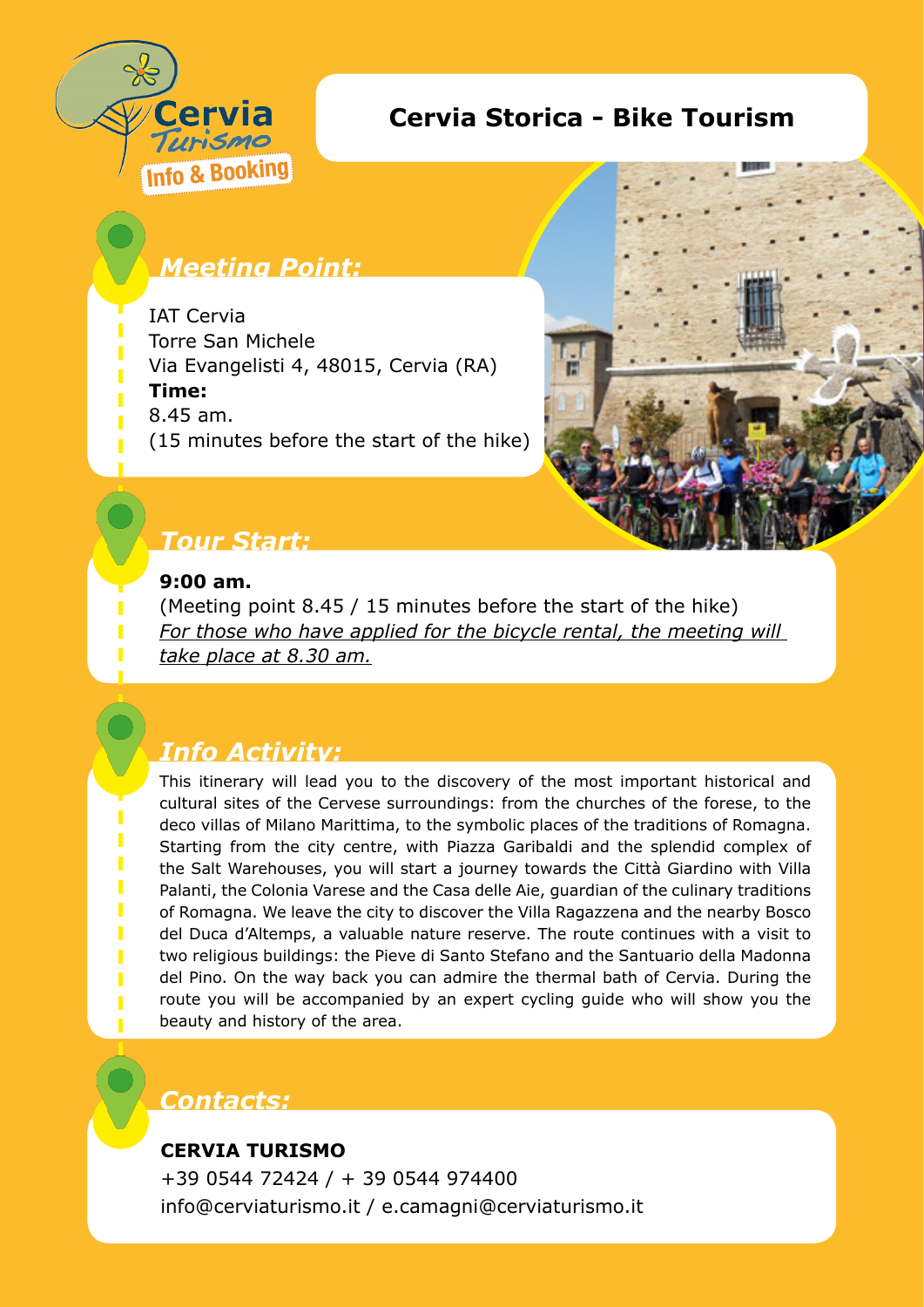# Cervia Storica - Bike Tourism

## *Meeting Point:*

IAT Cervia
Torre San Michele
Via Evangelisti 4, 48015, Cervia (RA)
**Time:**
8.45 am.
(15 minutes before the start of the hike)

## *Tour Start:*

**9:00 am.**
(Meeting point 8.45 / 15 minutes before the start of the hike)
*For those who have applied for the bicycle rental, the meeting will take place at 8.30 am.*

## *Info Activity:*

This itinerary will lead you to the discovery of the most important historical and cultural sites of the Cervese surroundings: from the churches of the forese, to the deco villas of Milano Marittima, to the symbolic places of the traditions of Romagna. Starting from the city centre, with Piazza Garibaldi and the splendid complex of the Salt Warehouses, you will start a journey towards the Città Giardino with Villa Palanti, the Colonia Varese and the Casa delle Aie, guardian of the culinary traditions of Romagna. We leave the city to discover the Villa Ragazzena and the nearby Bosco del Duca d'Altemps, a valuable nature reserve. The route continues with a visit to two religious buildings: the Pieve di Santo Stefano and the Santuario della Madonna del Pino. On the way back you can admire the thermal bath of Cervia. During the route you will be accompanied by an expert cycling guide who will show you the beauty and history of the area.

## *Contacts:*

**CERVIA TURISMO**
+39 0544 72424 / + 39 0544 974400
info@cerviaturismo.it / e.camagni@cerviaturismo.it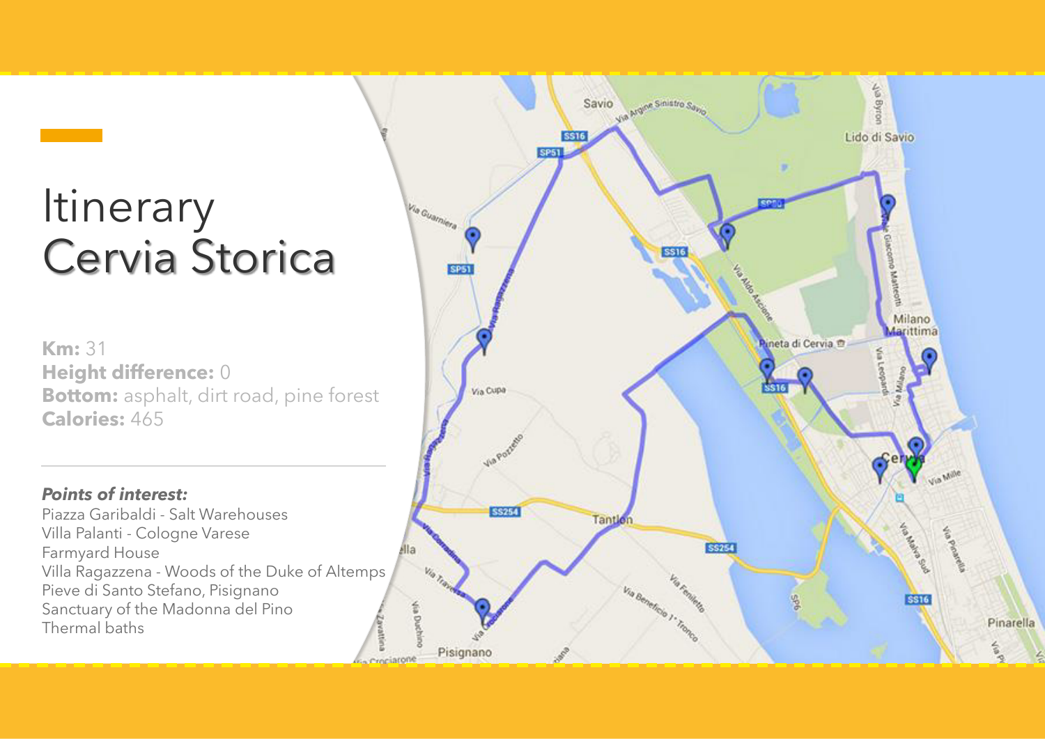# Itinerary
# Cervia Storica

**Km:** 31
**Height difference:** 0
**Bottom:** asphalt, dirt road, pine forest
**Calories:** 465

---

***Points of interest:***

Piazza Garibaldi - Salt Warehouses
Villa Palanti - Cologne Varese
Farmyard House
Villa Ragazzena - Woods of the Duke of Altemps
Pieve di Santo Stefano, Pisignano
Sanctuary of the Madonna del Pino
Thermal baths